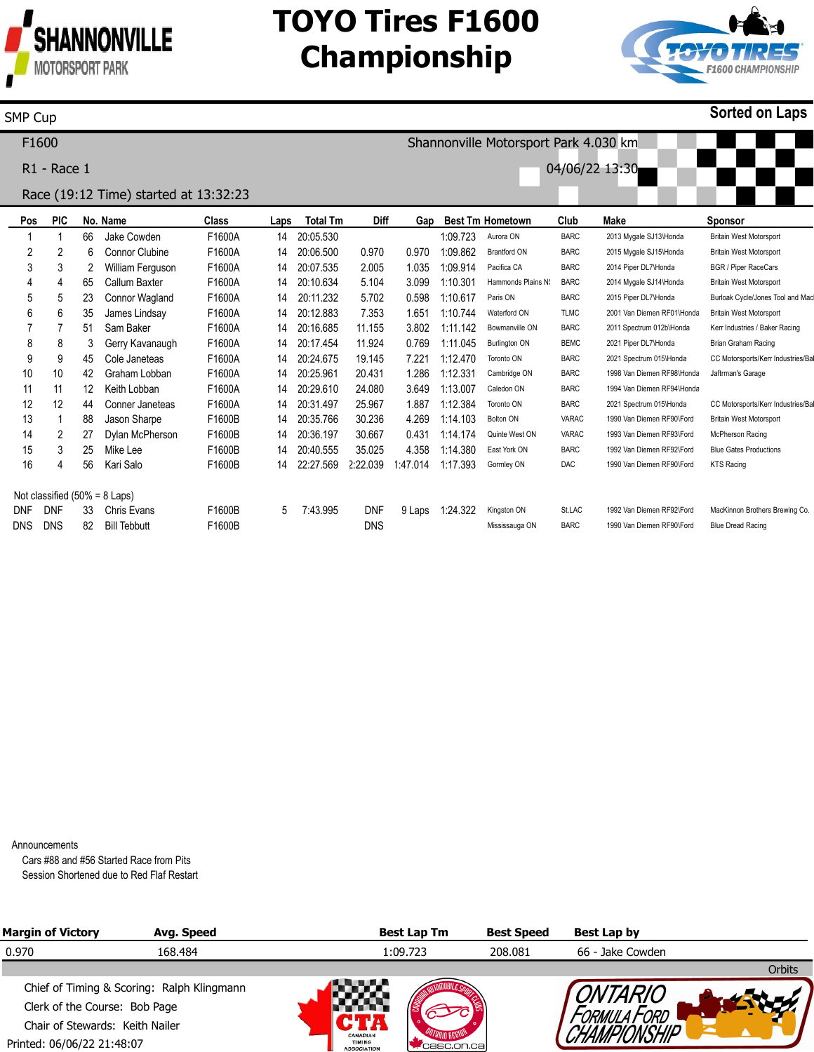# TOYO Tires F1600 Championship

SMP Cup

**Sorted on Laps**

F1600

Shannonville Motorsport Park 4.030 km

R1 - Race 1

04/06/22 13:30

Race (19:12 Time) started at 13:32:23

| Pos | PIC | No. | Name | Class | Laps | Total Tm | Diff | Gap | Best Tm | Hometown | Club | Make | Sponsor |
|---|---|---|---|---|---|---|---|---|---|---|---|---|---|
| 1 | 1 | 66 | Jake Cowden | F1600A | 14 | 20:05.530 | | | 1:09.723 | Aurora ON | BARC | 2013 Mygale SJ13\Honda | Britain West Motorsport |
| 2 | 2 | 6 | Connor Clubine | F1600A | 14 | 20:06.500 | 0.970 | 0.970 | 1:09.862 | Brantford ON | BARC | 2015 Mygale SJ15\Honda | Britain West Motorsport |
| 3 | 3 | 2 | William Ferguson | F1600A | 14 | 20:07.535 | 2.005 | 1.035 | 1:09.914 | Pacifica CA | BARC | 2014 Piper DL7\Honda | BGR / Piper RaceCars |
| 4 | 4 | 65 | Callum Baxter | F1600A | 14 | 20:10.634 | 5.104 | 3.099 | 1:10.301 | Hammonds Plains NS | BARC | 2014 Mygale SJ14\Honda | Britain West Motorsport |
| 5 | 5 | 23 | Connor Wagland | F1600A | 14 | 20:11.232 | 5.702 | 0.598 | 1:10.617 | Paris ON | BARC | 2015 Piper DL7\Honda | Burloak Cycle/Jones Tool and Mac |
| 6 | 6 | 35 | James Lindsay | F1600A | 14 | 20:12.883 | 7.353 | 1.651 | 1:10.744 | Waterford ON | TLMC | 2001 Van Diemen RF01\Honda | Britain West Motorsport |
| 7 | 7 | 51 | Sam Baker | F1600A | 14 | 20:16.685 | 11.155 | 3.802 | 1:11.142 | Bowmanville ON | BARC | 2011 Spectrum 012b\Honda | Kerr Industries / Baker Racing |
| 8 | 8 | 3 | Gerry Kavanaugh | F1600A | 14 | 20:17.454 | 11.924 | 0.769 | 1:11.045 | Burlington ON | BEMC | 2021 Piper DL7\Honda | Brian Graham Racing |
| 9 | 9 | 45 | Cole Janeteas | F1600A | 14 | 20:24.675 | 19.145 | 7.221 | 1:12.470 | Toronto ON | BARC | 2021 Spectrum 015\Honda | CC Motorsports/Kerr Industries/Ba |
| 10 | 10 | 42 | Graham Lobban | F1600A | 14 | 20:25.961 | 20.431 | 1.286 | 1:12.331 | Cambridge ON | BARC | 1998 Van Diemen RF98\Honda | Jaftrman's Garage |
| 11 | 11 | 12 | Keith Lobban | F1600A | 14 | 20:29.610 | 24.080 | 3.649 | 1:13.007 | Caledon ON | BARC | 1994 Van Diemen RF94\Honda | |
| 12 | 12 | 44 | Conner Janeteas | F1600A | 14 | 20:31.497 | 25.967 | 1.887 | 1:12.384 | Toronto ON | BARC | 2021 Spectrum 015\Honda | CC Motorsports/Kerr Industries/Ba |
| 13 | 1 | 88 | Jason Sharpe | F1600B | 14 | 20:35.766 | 30.236 | 4.269 | 1:14.103 | Bolton ON | VARAC | 1990 Van Diemen RF90\Ford | Britain West Motorsport |
| 14 | 2 | 27 | Dylan McPherson | F1600B | 14 | 20:36.197 | 30.667 | 0.431 | 1:14.174 | Quinte West ON | VARAC | 1993 Van Diemen RF93\Ford | McPherson Racing |
| 15 | 3 | 25 | Mike Lee | F1600B | 14 | 20:40.555 | 35.025 | 4.358 | 1:14.380 | East York ON | BARC | 1992 Van Diemen RF92\Ford | Blue Gates Productions |
| 16 | 4 | 56 | Kari Salo | F1600B | 14 | 22:27.569 | 2:22.039 | 1:47.014 | 1:17.393 | Gormley ON | DAC | 1990 Van Diemen RF90\Ford | KTS Racing |

Not classified (50% = 8 Laps)

| Pos | PIC | No. | Name | Class | Laps | Total Tm | Diff | Gap | Best Tm | Hometown | Club | Make | Sponsor |
|---|---|---|---|---|---|---|---|---|---|---|---|---|---|
| DNF | DNF | 33 | Chris Evans | F1600B | 5 | 7:43.995 | DNF | 9 Laps | 1:24.322 | Kingston ON | St.LAC | 1992 Van Diemen RF92\Ford | MacKinnon Brothers Brewing Co. |
| DNS | DNS | 82 | Bill Tebbutt | F1600B | | | DNS | | | Mississauga ON | BARC | 1990 Van Diemen RF90\Ford | Blue Dread Racing |

Announcements

Cars #88 and #56 Started Race from Pits

Session Shortened due to Red Flaf Restart

| Margin of Victory | Avg. Speed | Best Lap Tm | Best Speed | Best Lap by |
|---|---|---|---|---|
| 0.970 | 168.484 | 1:09.723 | 208.081 | 66 - Jake Cowden |

Orbits

Chief of Timing & Scoring: Ralph Klingmann

Clerk of the Course: Bob Page

Chair of Stewards: Keith Nailer

Printed: 06/06/22 21:48:07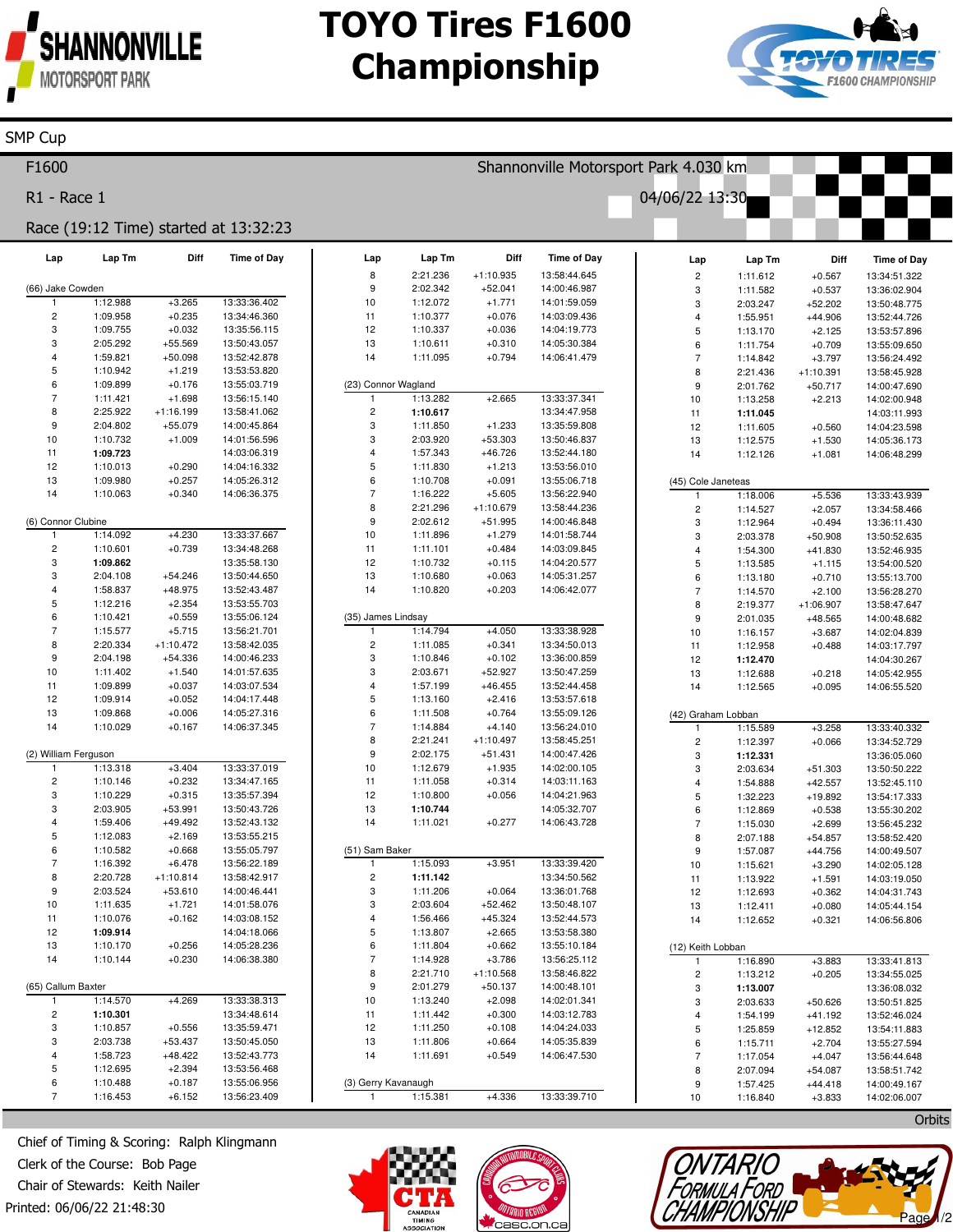# TOYO Tires F1600 Championship

SMP Cup

F1600 — Shannonville Motorsport Park 4.030 km

R1 - Race 1 — 04/06/22 13:30

Race (19:12 Time) started at 13:32:23

### (66) Jake Cowden

| Lap | Lap Tm | Diff | Time of Day |
|---|---|---|---|
| 1 | 1:12.988 | +3.265 | 13:33:36.402 |
| 2 | 1:09.958 | +0.235 | 13:34:46.360 |
| 3 | 1:09.755 | +0.032 | 13:35:56.115 |
| 3 | 2:05.292 | +55.569 | 13:50:43.057 |
| 4 | 1:59.821 | +50.098 | 13:52:42.878 |
| 5 | 1:10.942 | +1.219 | 13:53:53.820 |
| 6 | 1:09.899 | +0.176 | 13:55:03.719 |
| 7 | 1:11.421 | +1.698 | 13:56:15.140 |
| 8 | 2:25.922 | +1:16.199 | 13:58:41.062 |
| 9 | 2:04.802 | +55.079 | 14:00:45.864 |
| 10 | 1:10.732 | +1.009 | 14:01:56.596 |
| 11 | **1:09.723** | | 14:03:06.319 |
| 12 | 1:10.013 | +0.290 | 14:04:16.332 |
| 13 | 1:09.980 | +0.257 | 14:05:26.312 |
| 14 | 1:10.063 | +0.340 | 14:06:36.375 |

### (6) Connor Clubine

| Lap | Lap Tm | Diff | Time of Day |
|---|---|---|---|
| 1 | 1:14.092 | +4.230 | 13:33:37.667 |
| 2 | 1:10.601 | +0.739 | 13:34:48.268 |
| 3 | **1:09.862** | | 13:35:58.130 |
| 3 | 2:04.108 | +54.246 | 13:50:44.650 |
| 4 | 1:58.837 | +48.975 | 13:52:43.487 |
| 5 | 1:12.216 | +2.354 | 13:53:55.703 |
| 6 | 1:10.421 | +0.559 | 13:55:06.124 |
| 7 | 1:15.577 | +5.715 | 13:56:21.701 |
| 8 | 2:20.334 | +1:10.472 | 13:58:42.035 |
| 9 | 2:04.198 | +54.336 | 14:00:46.233 |
| 10 | 1:11.402 | +1.540 | 14:01:57.635 |
| 11 | 1:09.899 | +0.037 | 14:03:07.534 |
| 12 | 1:09.914 | +0.052 | 14:04:17.448 |
| 13 | 1:09.868 | +0.006 | 14:05:27.316 |
| 14 | 1:10.029 | +0.167 | 14:06:37.345 |

### (2) William Ferguson

| Lap | Lap Tm | Diff | Time of Day |
|---|---|---|---|
| 1 | 1:13.318 | +3.404 | 13:33:37.019 |
| 2 | 1:10.146 | +0.232 | 13:34:47.165 |
| 3 | 1:10.229 | +0.315 | 13:35:57.394 |
| 3 | 2:03.905 | +53.991 | 13:50:43.726 |
| 4 | 1:59.406 | +49.492 | 13:52:43.132 |
| 5 | 1:12.083 | +2.169 | 13:53:55.215 |
| 6 | 1:10.582 | +0.668 | 13:55:05.797 |
| 7 | 1:16.392 | +6.478 | 13:56:22.189 |
| 8 | 2:20.728 | +1:10.814 | 13:58:42.917 |
| 9 | 2:03.524 | +53.610 | 14:00:46.441 |
| 10 | 1:11.635 | +1.721 | 14:01:58.076 |
| 11 | 1:10.076 | +0.162 | 14:03:08.152 |
| 12 | **1:09.914** | | 14:04:18.066 |
| 13 | 1:10.170 | +0.256 | 14:05:28.236 |
| 14 | 1:10.144 | +0.230 | 14:06:38.380 |

### (65) Callum Baxter

| Lap | Lap Tm | Diff | Time of Day |
|---|---|---|---|
| 1 | 1:14.570 | +4.269 | 13:33:38.313 |
| 2 | **1:10.301** | | 13:34:48.614 |
| 3 | 1:10.857 | +0.556 | 13:35:59.471 |
| 3 | 2:03.738 | +53.437 | 13:50:45.050 |
| 4 | 1:58.723 | +48.422 | 13:52:43.773 |
| 5 | 1:12.695 | +2.394 | 13:53:56.468 |
| 6 | 1:10.488 | +0.187 | 13:55:06.956 |
| 7 | 1:16.453 | +6.152 | 13:56:23.409 |
| 8 | 2:21.236 | +1:10.935 | 13:58:44.645 |
| 9 | 2:02.342 | +52.041 | 14:00:46.987 |
| 10 | 1:12.072 | +1.771 | 14:01:59.059 |
| 11 | 1:10.377 | +0.076 | 14:03:09.436 |
| 12 | 1:10.337 | +0.036 | 14:04:19.773 |
| 13 | 1:10.611 | +0.310 | 14:05:30.384 |
| 14 | 1:11.095 | +0.794 | 14:06:41.479 |

### (23) Connor Wagland

| Lap | Lap Tm | Diff | Time of Day |
|---|---|---|---|
| 1 | 1:13.282 | +2.665 | 13:33:37.341 |
| 2 | **1:10.617** | | 13:34:47.958 |
| 3 | 1:11.850 | +1.233 | 13:35:59.808 |
| 3 | 2:03.920 | +53.303 | 13:50:46.837 |
| 4 | 1:57.343 | +46.726 | 13:52:44.180 |
| 5 | 1:11.830 | +1.213 | 13:53:56.010 |
| 6 | 1:10.708 | +0.091 | 13:55:06.718 |
| 7 | 1:16.222 | +5.605 | 13:56:22.940 |
| 8 | 2:21.296 | +1:10.679 | 13:58:44.236 |
| 9 | 2:02.612 | +51.995 | 14:00:46.848 |
| 10 | 1:11.896 | +1.279 | 14:01:58.744 |
| 11 | 1:11.101 | +0.484 | 14:03:09.845 |
| 12 | 1:10.732 | +0.115 | 14:04:20.577 |
| 13 | 1:10.680 | +0.063 | 14:05:31.257 |
| 14 | 1:10.820 | +0.203 | 14:06:42.077 |

### (35) James Lindsay

| Lap | Lap Tm | Diff | Time of Day |
|---|---|---|---|
| 1 | 1:14.794 | +4.050 | 13:33:38.928 |
| 2 | 1:11.085 | +0.341 | 13:34:50.013 |
| 3 | 1:10.846 | +0.102 | 13:36:00.859 |
| 3 | 2:03.671 | +52.927 | 13:50:47.259 |
| 4 | 1:57.199 | +46.455 | 13:52:44.458 |
| 5 | 1:13.160 | +2.416 | 13:53:57.618 |
| 6 | 1:11.508 | +0.764 | 13:55:09.126 |
| 7 | 1:14.884 | +4.140 | 13:56:24.010 |
| 8 | 2:21.241 | +1:10.497 | 13:58:45.251 |
| 9 | 2:02.175 | +51.431 | 14:00:47.426 |
| 10 | 1:12.679 | +1.935 | 14:02:00.105 |
| 11 | 1:11.058 | +0.314 | 14:03:11.163 |
| 12 | 1:10.800 | +0.056 | 14:04:21.963 |
| 13 | **1:10.744** | | 14:05:32.707 |
| 14 | 1:11.021 | +0.277 | 14:06:43.728 |

### (51) Sam Baker

| Lap | Lap Tm | Diff | Time of Day |
|---|---|---|---|
| 1 | 1:15.093 | +3.951 | 13:33:39.420 |
| 2 | **1:11.142** | | 13:34:50.562 |
| 3 | 1:11.206 | +0.064 | 13:36:01.768 |
| 3 | 2:03.604 | +52.462 | 13:50:48.107 |
| 4 | 1:56.466 | +45.324 | 13:52:44.573 |
| 5 | 1:13.807 | +2.665 | 13:53:58.380 |
| 6 | 1:11.804 | +0.662 | 13:55:10.184 |
| 7 | 1:14.928 | +3.786 | 13:56:25.112 |
| 8 | 2:21.710 | +1:10.568 | 13:58:46.822 |
| 9 | 2:01.279 | +50.137 | 14:00:48.101 |
| 10 | 1:13.240 | +2.098 | 14:02:01.341 |
| 11 | 1:11.442 | +0.300 | 14:03:12.783 |
| 12 | 1:11.250 | +0.108 | 14:04:24.033 |
| 13 | 1:11.806 | +0.664 | 14:05:35.839 |
| 14 | 1:11.691 | +0.549 | 14:06:47.530 |

### (3) Gerry Kavanaugh

| Lap | Lap Tm | Diff | Time of Day |
|---|---|---|---|
| 1 | 1:15.381 | +4.336 | 13:33:39.710 |
| 2 | 1:11.612 | +0.567 | 13:34:51.322 |
| 3 | 1:11.582 | +0.537 | 13:36:02.904 |
| 3 | 2:03.247 | +52.202 | 13:50:48.775 |
| 4 | 1:55.951 | +44.906 | 13:52:44.726 |
| 5 | 1:13.170 | +2.125 | 13:53:57.896 |
| 6 | 1:11.754 | +0.709 | 13:55:09.650 |
| 7 | 1:14.842 | +3.797 | 13:56:24.492 |
| 8 | 2:21.436 | +1:10.391 | 13:58:45.928 |
| 9 | 2:01.762 | +50.717 | 14:00:47.690 |
| 10 | 1:13.258 | +2.213 | 14:02:00.948 |
| 11 | **1:11.045** | | 14:03:11.993 |
| 12 | 1:11.605 | +0.560 | 14:04:23.598 |
| 13 | 1:12.575 | +1.530 | 14:05:36.173 |
| 14 | 1:12.126 | +1.081 | 14:06:48.299 |

### (45) Cole Janeteas

| Lap | Lap Tm | Diff | Time of Day |
|---|---|---|---|
| 1 | 1:18.006 | +5.536 | 13:33:43.939 |
| 2 | 1:14.527 | +2.057 | 13:34:58.466 |
| 3 | 1:12.964 | +0.494 | 13:36:11.430 |
| 3 | 2:03.378 | +50.908 | 13:50:52.635 |
| 4 | 1:54.300 | +41.830 | 13:52:46.935 |
| 5 | 1:13.585 | +1.115 | 13:54:00.520 |
| 6 | 1:13.180 | +0.710 | 13:55:13.700 |
| 7 | 1:14.570 | +2.100 | 13:56:28.270 |
| 8 | 2:19.377 | +1:06.907 | 13:58:47.647 |
| 9 | 2:01.035 | +48.565 | 14:00:48.682 |
| 10 | 1:16.157 | +3.687 | 14:02:04.839 |
| 11 | 1:12.958 | +0.488 | 14:03:17.797 |
| 12 | **1:12.470** | | 14:04:30.267 |
| 13 | 1:12.688 | +0.218 | 14:05:42.955 |
| 14 | 1:12.565 | +0.095 | 14:06:55.520 |

### (42) Graham Lobban

| Lap | Lap Tm | Diff | Time of Day |
|---|---|---|---|
| 1 | 1:15.589 | +3.258 | 13:33:40.332 |
| 2 | 1:12.397 | +0.066 | 13:34:52.729 |
| 3 | **1:12.331** | | 13:36:05.060 |
| 3 | 2:03.634 | +51.303 | 13:50:52.635 |
| 4 | 1:54.888 | +42.557 | 13:52:45.110 |
| 5 | 1:32.223 | +19.892 | 13:54:17.333 |
| 6 | 1:12.869 | +0.538 | 13:55:30.202 |
| 7 | 1:15.030 | +2.699 | 13:56:45.232 |
| 8 | 2:07.188 | +54.857 | 13:58:52.420 |
| 9 | 1:57.087 | +44.756 | 14:00:49.507 |
| 10 | 1:15.621 | +3.290 | 14:02:05.128 |
| 11 | 1:13.922 | +1.591 | 14:03:19.050 |
| 12 | 1:12.693 | +0.362 | 14:04:31.743 |
| 13 | 1:12.411 | +0.080 | 14:05:44.154 |
| 14 | 1:12.652 | +0.321 | 14:06:56.806 |

### (12) Keith Lobban

| Lap | Lap Tm | Diff | Time of Day |
|---|---|---|---|
| 1 | 1:16.890 | +3.883 | 13:33:41.813 |
| 2 | 1:13.212 | +0.205 | 13:34:55.025 |
| 3 | **1:13.007** | | 13:36:08.032 |
| 3 | 2:03.633 | +50.626 | 13:50:51.825 |
| 4 | 1:54.199 | +41.192 | 13:52:46.024 |
| 5 | 1:25.859 | +12.852 | 13:54:11.883 |
| 6 | 1:15.711 | +2.704 | 13:55:27.594 |
| 7 | 1:17.054 | +4.047 | 13:56:44.648 |
| 8 | 2:07.094 | +54.087 | 13:58:51.742 |
| 9 | 1:57.425 | +44.418 | 14:00:49.167 |
| 10 | 1:16.840 | +3.833 | 14:02:06.007 |

Orbits

Chief of Timing & Scoring: Ralph Klingmann
Clerk of the Course: Bob Page
Chair of Stewards: Keith Nailer
Printed: 06/06/22 21:48:30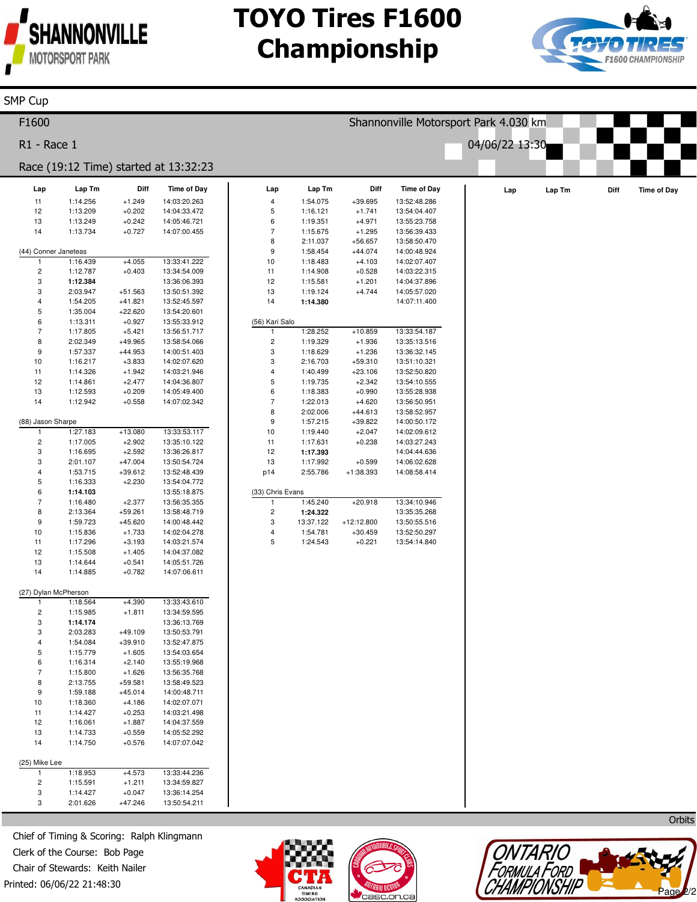# TOYO Tires F1600 Championship

SMP Cup

F1600 — Shannonville Motorsport Park 4.030 km

R1 - Race 1 — 04/06/22 13:30

Race (19:12 Time) started at 13:32:23

| Lap | Lap Tm | Diff | Time of Day |
|---|---|---|---|
| 11 | 1:14.256 | +1.249 | 14:03:20.263 |
| 12 | 1:13.209 | +0.202 | 14:04:33.472 |
| 13 | 1:13.249 | +0.242 | 14:05:46.721 |
| 14 | 1:13.734 | +0.727 | 14:07:00.455 |

(44) Conner Janeteas

| Lap | Lap Tm | Diff | Time of Day |
|---|---|---|---|
| 1 | 1:16.439 | +4.055 | 13:33:41.222 |
| 2 | 1:12.787 | +0.403 | 13:34:54.009 |
| 3 | **1:12.384** | | 13:36:06.393 |
| 3 | 2:03.947 | +51.563 | 13:50:51.392 |
| 4 | 1:54.205 | +41.821 | 13:52:45.597 |
| 5 | 1:35.004 | +22.620 | 13:54:20.601 |
| 6 | 1:13.311 | +0.927 | 13:55:33.912 |
| 7 | 1:17.805 | +5.421 | 13:56:51.717 |
| 8 | 2:02.349 | +49.965 | 13:58:54.066 |
| 9 | 1:57.337 | +44.953 | 14:00:51.403 |
| 10 | 1:16.217 | +3.833 | 14:02:07.620 |
| 11 | 1:14.326 | +1.942 | 14:03:21.946 |
| 12 | 1:14.861 | +2.477 | 14:04:36.807 |
| 13 | 1:12.593 | +0.209 | 14:05:49.400 |
| 14 | 1:12.942 | +0.558 | 14:07:02.342 |

(88) Jason Sharpe

| Lap | Lap Tm | Diff | Time of Day |
|---|---|---|---|
| 1 | 1:27.183 | +13.080 | 13:33:53.117 |
| 2 | 1:17.005 | +2.902 | 13:35:10.122 |
| 3 | 1:16.695 | +2.592 | 13:36:26.817 |
| 3 | 2:01.107 | +47.004 | 13:50:54.724 |
| 4 | 1:53.715 | +39.612 | 13:52:48.439 |
| 5 | 1:16.333 | +2.230 | 13:54:04.772 |
| 6 | **1:14.103** | | 13:55:18.875 |
| 7 | 1:16.480 | +2.377 | 13:56:35.355 |
| 8 | 2:13.364 | +59.261 | 13:58:48.719 |
| 9 | 1:59.723 | +45.620 | 14:00:48.442 |
| 10 | 1:15.836 | +1.733 | 14:02:04.278 |
| 11 | 1:17.296 | +3.193 | 14:03:21.574 |
| 12 | 1:15.508 | +1.405 | 14:04:37.082 |
| 13 | 1:14.644 | +0.541 | 14:05:51.726 |
| 14 | 1:14.885 | +0.782 | 14:07:06.611 |

(27) Dylan McPherson

| Lap | Lap Tm | Diff | Time of Day |
|---|---|---|---|
| 1 | 1:18.564 | +4.390 | 13:33:43.610 |
| 2 | 1:15.985 | +1.811 | 13:34:59.595 |
| 3 | **1:14.174** | | 13:36:13.769 |
| 3 | 2:03.283 | +49.109 | 13:50:53.791 |
| 4 | 1:54.084 | +39.910 | 13:52:47.875 |
| 5 | 1:15.779 | +1.605 | 13:54:03.654 |
| 6 | 1:16.314 | +2.140 | 13:55:19.968 |
| 7 | 1:15.800 | +1.626 | 13:56:35.768 |
| 8 | 2:13.755 | +59.581 | 13:58:49.523 |
| 9 | 1:59.188 | +45.014 | 14:00:48.711 |
| 10 | 1:18.360 | +4.186 | 14:02:07.071 |
| 11 | 1:14.427 | +0.253 | 14:03:21.498 |
| 12 | 1:16.061 | +1.887 | 14:04:37.559 |
| 13 | 1:14.733 | +0.559 | 14:05:52.292 |
| 14 | 1:14.750 | +0.576 | 14:07:07.042 |

(25) Mike Lee

| Lap | Lap Tm | Diff | Time of Day |
|---|---|---|---|
| 1 | 1:18.953 | +4.573 | 13:33:44.236 |
| 2 | 1:15.591 | +1.211 | 13:34:59.827 |
| 3 | 1:14.427 | +0.047 | 13:36:14.254 |
| 3 | 2:01.626 | +47.246 | 13:50:54.211 |
| 4 | 1:54.075 | +39.695 | 13:52:48.286 |
| 5 | 1:16.121 | +1.741 | 13:54:04.407 |
| 6 | 1:19.351 | +4.971 | 13:55:23.758 |
| 7 | 1:15.675 | +1.295 | 13:56:39.433 |
| 8 | 2:11.037 | +56.657 | 13:58:50.470 |
| 9 | 1:58.454 | +44.074 | 14:00:48.924 |
| 10 | 1:18.483 | +4.103 | 14:02:07.407 |
| 11 | 1:14.908 | +0.528 | 14:03:22.315 |
| 12 | 1:15.581 | +1.201 | 14:04:37.896 |
| 13 | 1:19.124 | +4.744 | 14:05:57.020 |
| 14 | **1:14.380** | | 14:07:11.400 |

(56) Kari Salo

| Lap | Lap Tm | Diff | Time of Day |
|---|---|---|---|
| 1 | 1:28.252 | +10.859 | 13:33:54.187 |
| 2 | 1:19.329 | +1.936 | 13:35:13.516 |
| 3 | 1:18.629 | +1.236 | 13:36:32.145 |
| 3 | 2:16.703 | +59.310 | 13:51:10.321 |
| 4 | 1:40.499 | +23.106 | 13:52:50.820 |
| 5 | 1:19.735 | +2.342 | 13:54:10.555 |
| 6 | 1:18.383 | +0.990 | 13:55:28.938 |
| 7 | 1:22.013 | +4.620 | 13:56:50.951 |
| 8 | 2:02.006 | +44.613 | 13:58:52.957 |
| 9 | 1:57.215 | +39.822 | 14:00:50.172 |
| 10 | 1:19.440 | +2.047 | 14:02:09.612 |
| 11 | 1:17.631 | +0.238 | 14:03:27.243 |
| 12 | **1:17.393** | | 14:04:44.636 |
| 13 | 1:17.992 | +0.599 | 14:06:02.628 |
| p14 | 2:55.786 | +1:38.393 | 14:08:58.414 |

(33) Chris Evans

| Lap | Lap Tm | Diff | Time of Day |
|---|---|---|---|
| 1 | 1:45.240 | +20.918 | 13:34:10.946 |
| 2 | **1:24.322** | | 13:35:35.268 |
| 3 | 13:37.122 | +12:12.800 | 13:50:55.516 |
| 4 | 1:54.781 | +30.459 | 13:52:50.297 |
| 5 | 1:24.543 | +0.221 | 13:54:14.840 |

Orbits

Chief of Timing & Scoring: Ralph Klingmann
Clerk of the Course: Bob Page
Chair of Stewards: Keith Nailer
Printed: 06/06/22 21:48:30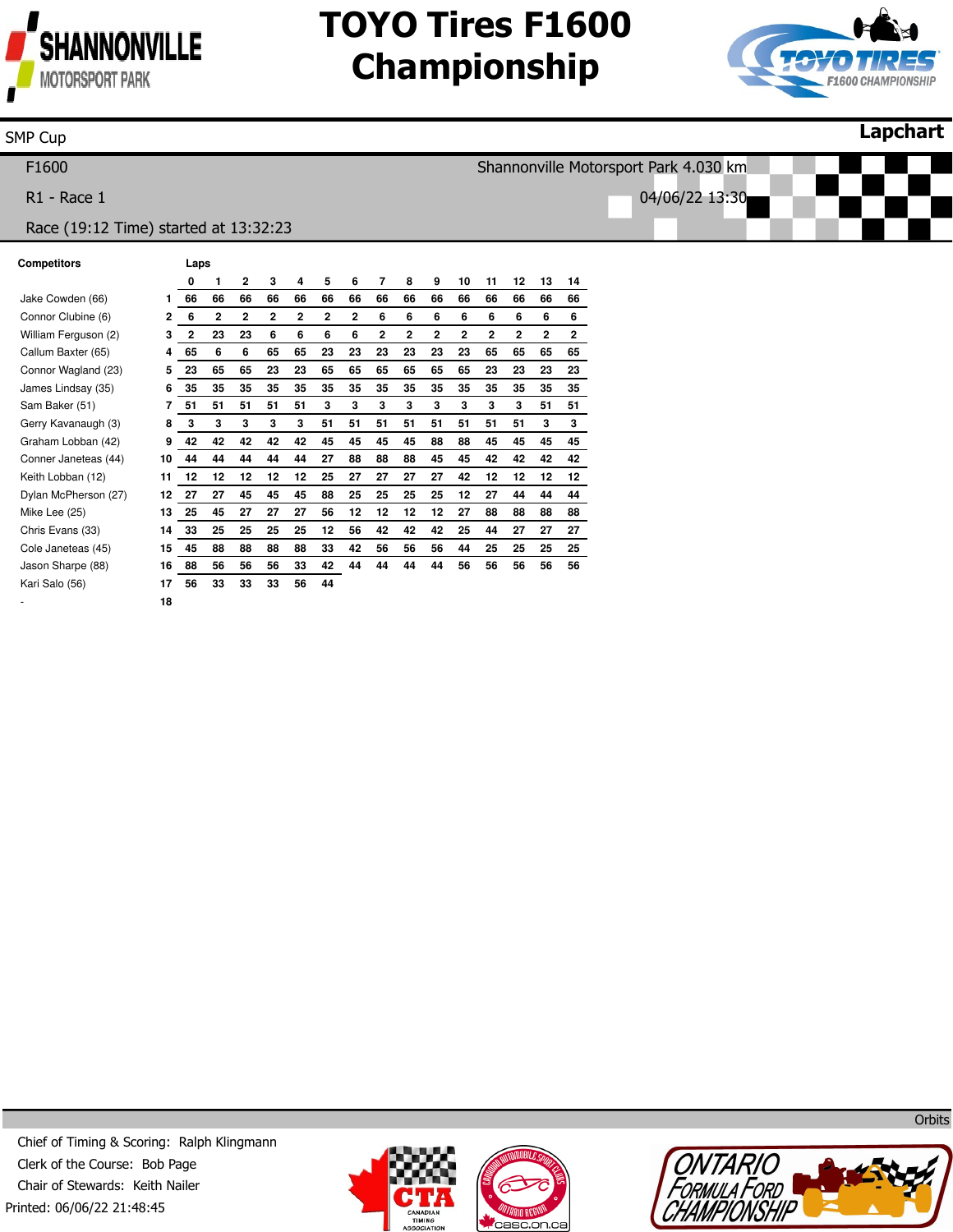# TOYO Tires F1600 Championship

SMP Cup

**Lapchart**

F1600

Shannonville Motorsport Park 4.030 km

R1 - Race 1

04/06/22 13:30

Race (19:12 Time) started at 13:32:23

| Competitors | | Laps 0 | 1 | 2 | 3 | 4 | 5 | 6 | 7 | 8 | 9 | 10 | 11 | 12 | 13 | 14 |
|---|---|---|---|---|---|---|---|---|---|---|---|---|---|---|---|---|
| Jake Cowden (66) | 1 | 66 | 66 | 66 | 66 | 66 | 66 | 66 | 66 | 66 | 66 | 66 | 66 | 66 | 66 | 66 |
| Connor Clubine (6) | 2 | 6 | 2 | 2 | 2 | 2 | 2 | 2 | 6 | 6 | 6 | 6 | 6 | 6 | 6 | 6 |
| William Ferguson (2) | 3 | 2 | 23 | 23 | 6 | 6 | 6 | 6 | 2 | 2 | 2 | 2 | 2 | 2 | 2 | 2 |
| Callum Baxter (65) | 4 | 65 | 6 | 6 | 65 | 65 | 23 | 23 | 23 | 23 | 23 | 23 | 65 | 65 | 65 | 65 |
| Connor Wagland (23) | 5 | 23 | 65 | 65 | 23 | 23 | 65 | 65 | 65 | 65 | 65 | 65 | 23 | 23 | 23 | 23 |
| James Lindsay (35) | 6 | 35 | 35 | 35 | 35 | 35 | 35 | 35 | 35 | 35 | 35 | 35 | 35 | 35 | 35 | 35 |
| Sam Baker (51) | 7 | 51 | 51 | 51 | 51 | 51 | 3 | 3 | 3 | 3 | 3 | 3 | 3 | 3 | 51 | 51 |
| Gerry Kavanaugh (3) | 8 | 3 | 3 | 3 | 3 | 3 | 51 | 51 | 51 | 51 | 51 | 51 | 51 | 51 | 3 | 3 |
| Graham Lobban (42) | 9 | 42 | 42 | 42 | 42 | 42 | 45 | 45 | 45 | 45 | 88 | 88 | 45 | 45 | 45 | 45 |
| Conner Janeteas (44) | 10 | 44 | 44 | 44 | 44 | 44 | 27 | 88 | 88 | 88 | 45 | 45 | 42 | 42 | 42 | 42 |
| Keith Lobban (12) | 11 | 12 | 12 | 12 | 12 | 12 | 25 | 27 | 27 | 27 | 27 | 42 | 12 | 12 | 12 | 12 |
| Dylan McPherson (27) | 12 | 27 | 27 | 45 | 45 | 45 | 88 | 25 | 25 | 25 | 25 | 12 | 27 | 44 | 44 | 44 |
| Mike Lee (25) | 13 | 25 | 45 | 27 | 27 | 27 | 56 | 12 | 12 | 12 | 12 | 27 | 88 | 88 | 88 | 88 |
| Chris Evans (33) | 14 | 33 | 25 | 25 | 25 | 25 | 12 | 56 | 42 | 42 | 42 | 25 | 44 | 27 | 27 | 27 |
| Cole Janeteas (45) | 15 | 45 | 88 | 88 | 88 | 88 | 33 | 42 | 56 | 56 | 56 | 44 | 25 | 25 | 25 | 25 |
| Jason Sharpe (88) | 16 | 88 | 56 | 56 | 56 | 33 | 42 | 44 | 44 | 44 | 44 | 56 | 56 | 56 | 56 | 56 |
| Kari Salo (56) | 17 | 56 | 33 | 33 | 33 | 56 | 44 | | | | | | | | | |
| - | 18 | | | | | | | | | | | | | | | |

Orbits

Chief of Timing & Scoring: Ralph Klingmann
Clerk of the Course: Bob Page
Chair of Stewards: Keith Nailer
Printed: 06/06/22 21:48:45